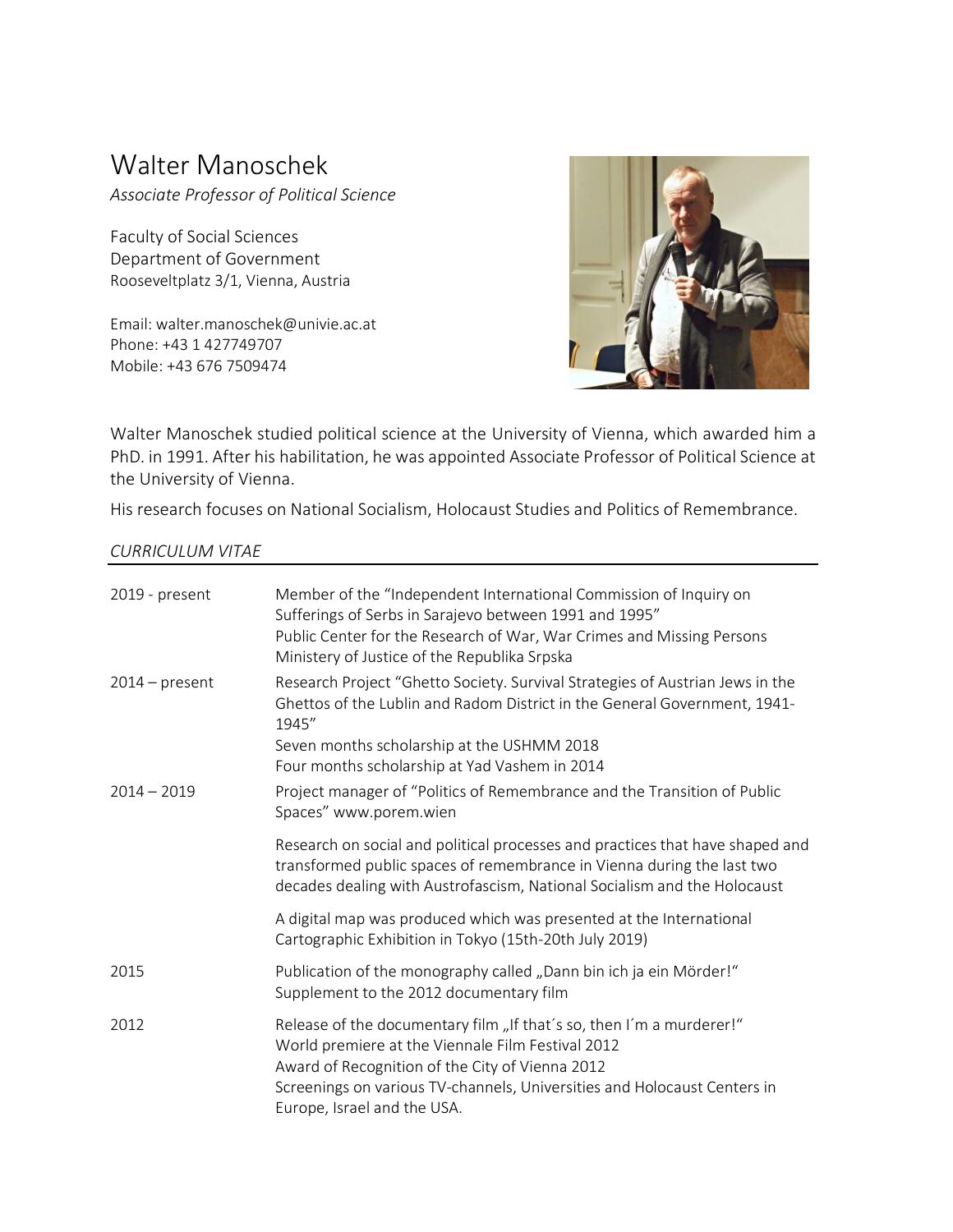# Walter Manoschek

*Associate Professor of Political Science*

Faculty of Social Sciences
Department of Government
Rooseveltplatz 3/1, Vienna, Austria

Email: walter.manoschek@univie.ac.at
Phone: +43 1 427749707
Mobile: +43 676 7509474

Walter Manoschek studied political science at the University of Vienna, which awarded him a PhD. in 1991. After his habilitation, he was appointed Associate Professor of Political Science at the University of Vienna.

His research focuses on National Socialism, Holocaust Studies and Politics of Remembrance.

## *CURRICULUM VITAE*

| | |
|---|---|
| 2019 - present | Member of the "Independent International Commission of Inquiry on Sufferings of Serbs in Sarajevo between 1991 and 1995"<br>Public Center for the Research of War, War Crimes and Missing Persons<br>Ministery of Justice of the Republika Srpska |
| 2014 – present | Research Project "Ghetto Society. Survival Strategies of Austrian Jews in the Ghettos of the Lublin and Radom District in the General Government, 1941-1945"<br>Seven months scholarship at the USHMM 2018<br>Four months scholarship at Yad Vashem in 2014 |
| 2014 – 2019 | Project manager of "Politics of Remembrance and the Transition of Public Spaces" www.porem.wien<br><br>Research on social and political processes and practices that have shaped and transformed public spaces of remembrance in Vienna during the last two decades dealing with Austrofascism, National Socialism and the Holocaust<br><br>A digital map was produced which was presented at the International Cartographic Exhibition in Tokyo (15th-20th July 2019) |
| 2015 | Publication of the monography called „Dann bin ich ja ein Mörder!"<br>Supplement to the 2012 documentary film |
| 2012 | Release of the documentary film „If that´s so, then I´m a murderer!"<br>World premiere at the Viennale Film Festival 2012<br>Award of Recognition of the City of Vienna 2012<br>Screenings on various TV-channels, Universities and Holocaust Centers in Europe, Israel and the USA. |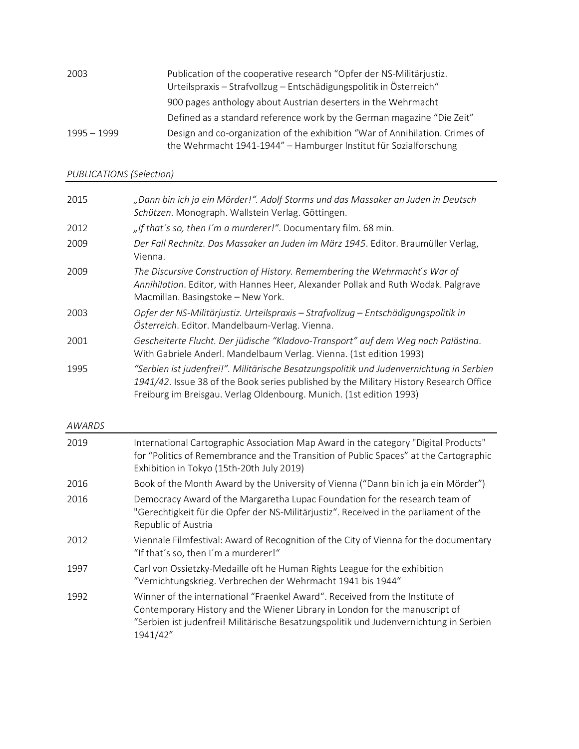| | |
|---|---|
| 2003 | Publication of the cooperative research "Opfer der NS-Militärjustiz. Urteilspraxis – Strafvollzug – Entschädigungspolitik in Österreich" |
| | 900 pages anthology about Austrian deserters in the Wehrmacht |
| | Defined as a standard reference work by the German magazine "Die Zeit" |
| 1995 – 1999 | Design and co-organization of the exhibition "War of Annihilation. Crimes of the Wehrmacht 1941-1944" – Hamburger Institut für Sozialforschung |

*PUBLICATIONS (Selection)*

| | |
|---|---|
| 2015 | *„Dann bin ich ja ein Mörder!". Adolf Storms und das Massaker an Juden in Deutsch Schützen*. Monograph. Wallstein Verlag. Göttingen. |
| 2012 | *„If that´s so, then I´m a murderer!"*. Documentary film. 68 min. |
| 2009 | *Der Fall Rechnitz. Das Massaker an Juden im März 1945*. Editor. Braumüller Verlag, Vienna. |
| 2009 | *The Discursive Construction of History. Remembering the Wehrmacht's War of Annihilation*. Editor, with Hannes Heer, Alexander Pollak and Ruth Wodak. Palgrave Macmillan. Basingstoke – New York. |
| 2003 | *Opfer der NS-Militärjustiz. Urteilspraxis – Strafvollzug – Entschädigungspolitik in Österreich*. Editor. Mandelbaum-Verlag. Vienna. |
| 2001 | *Gescheiterte Flucht. Der jüdische "Kladovo-Transport" auf dem Weg nach Palästina*. With Gabriele Anderl. Mandelbaum Verlag. Vienna. (1st edition 1993) |
| 1995 | *"Serbien ist judenfrei!". Militärische Besatzungspolitik und Judenvernichtung in Serbien 1941/42*. Issue 38 of the Book series published by the Military History Research Office Freiburg im Breisgau. Verlag Oldenbourg. Munich. (1st edition 1993) |

*AWARDS*

| | |
|---|---|
| 2019 | International Cartographic Association Map Award in the category "Digital Products" for "Politics of Remembrance and the Transition of Public Spaces" at the Cartographic Exhibition in Tokyo (15th-20th July 2019) |
| 2016 | Book of the Month Award by the University of Vienna ("Dann bin ich ja ein Mörder") |
| 2016 | Democracy Award of the Margaretha Lupac Foundation for the research team of "Gerechtigkeit für die Opfer der NS-Militärjustiz". Received in the parliament of the Republic of Austria |
| 2012 | Viennale Filmfestival: Award of Recognition of the City of Vienna for the documentary "If that´s so, then I´m a murderer!" |
| 1997 | Carl von Ossietzky-Medaille oft he Human Rights League for the exhibition "Vernichtungskrieg. Verbrechen der Wehrmacht 1941 bis 1944" |
| 1992 | Winner of the international "Fraenkel Award". Received from the Institute of Contemporary History and the Wiener Library in London for the manuscript of "Serbien ist judenfrei! Militärische Besatzungspolitik und Judenvernichtung in Serbien 1941/42" |